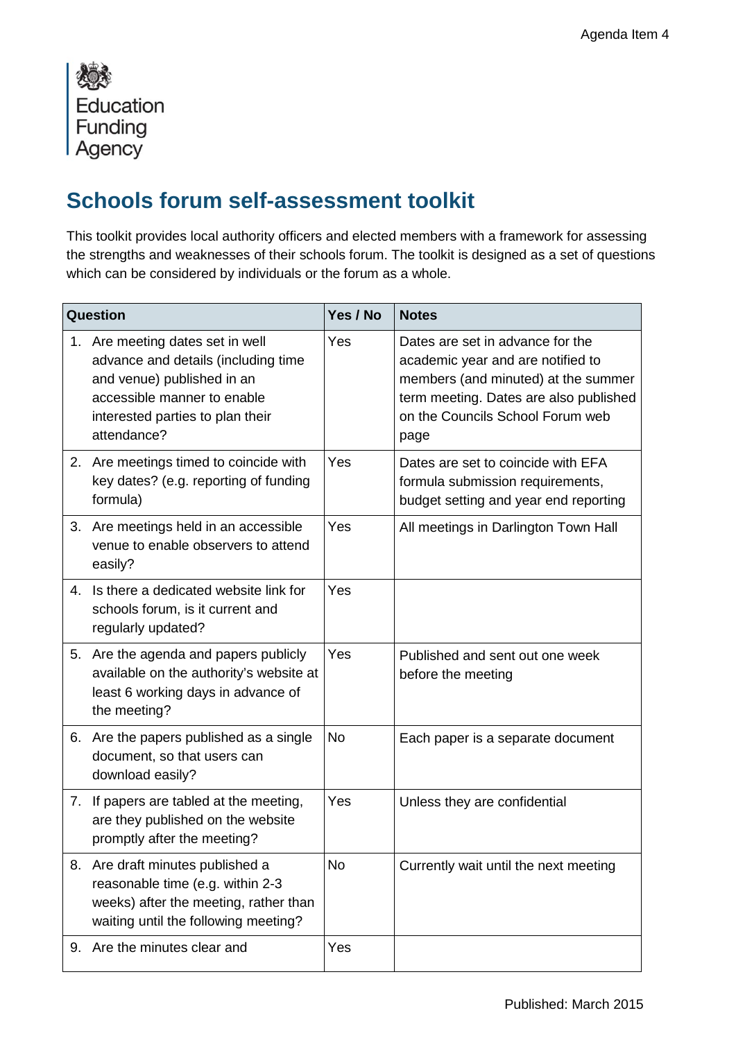Agenda Item 4

Education Funding Agency

# Schools forum self-assessment toolkit

This toolkit provides local authority officers and elected members with a framework for assessing the strengths and weaknesses of their schools forum. The toolkit is designed as a set of questions which can be considered by individuals or the forum as a whole.

| Question | Yes / No | Notes |
|---|---|---|
| 1. Are meeting dates set in well advance and details (including time and venue) published in an accessible manner to enable interested parties to plan their attendance? | Yes | Dates are set in advance for the academic year and are notified to members (and minuted) at the summer term meeting. Dates are also published on the Councils School Forum web page |
| 2. Are meetings timed to coincide with key dates? (e.g. reporting of funding formula) | Yes | Dates are set to coincide with EFA formula submission requirements, budget setting and year end reporting |
| 3. Are meetings held in an accessible venue to enable observers to attend easily? | Yes | All meetings in Darlington Town Hall |
| 4. Is there a dedicated website link for schools forum, is it current and regularly updated? | Yes | |
| 5. Are the agenda and papers publicly available on the authority's website at least 6 working days in advance of the meeting? | Yes | Published and sent out one week before the meeting |
| 6. Are the papers published as a single document, so that users can download easily? | No | Each paper is a separate document |
| 7. If papers are tabled at the meeting, are they published on the website promptly after the meeting? | Yes | Unless they are confidential |
| 8. Are draft minutes published a reasonable time (e.g. within 2-3 weeks) after the meeting, rather than waiting until the following meeting? | No | Currently wait until the next meeting |
| 9. Are the minutes clear and | Yes | |

Published: March 2015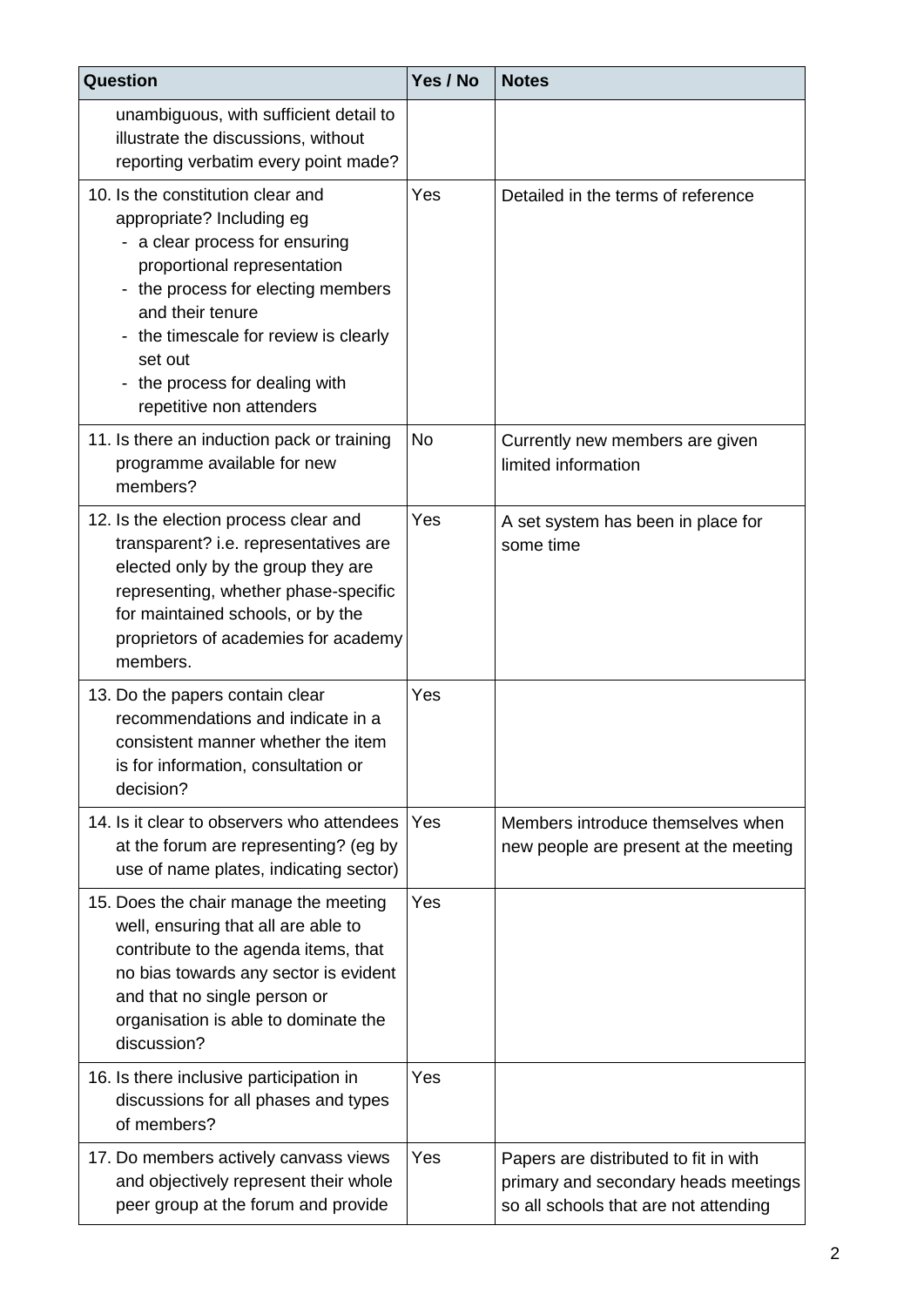| Question | Yes / No | Notes |
|---|---|---|
| unambiguous, with sufficient detail to illustrate the discussions, without reporting verbatim every point made? | | |
| 10. Is the constitution clear and appropriate? Including eg<br>- a clear process for ensuring proportional representation<br>- the process for electing members and their tenure<br>- the timescale for review is clearly set out<br>- the process for dealing with repetitive non attenders | Yes | Detailed in the terms of reference |
| 11. Is there an induction pack or training programme available for new members? | No | Currently new members are given limited information |
| 12. Is the election process clear and transparent? i.e. representatives are elected only by the group they are representing, whether phase-specific for maintained schools, or by the proprietors of academies for academy members. | Yes | A set system has been in place for some time |
| 13. Do the papers contain clear recommendations and indicate in a consistent manner whether the item is for information, consultation or decision? | Yes | |
| 14. Is it clear to observers who attendees at the forum are representing? (eg by use of name plates, indicating sector) | Yes | Members introduce themselves when new people are present at the meeting |
| 15. Does the chair manage the meeting well, ensuring that all are able to contribute to the agenda items, that no bias towards any sector is evident and that no single person or organisation is able to dominate the discussion? | Yes | |
| 16. Is there inclusive participation in discussions for all phases and types of members? | Yes | |
| 17. Do members actively canvass views and objectively represent their whole peer group at the forum and provide | Yes | Papers are distributed to fit in with primary and secondary heads meetings so all schools that are not attending |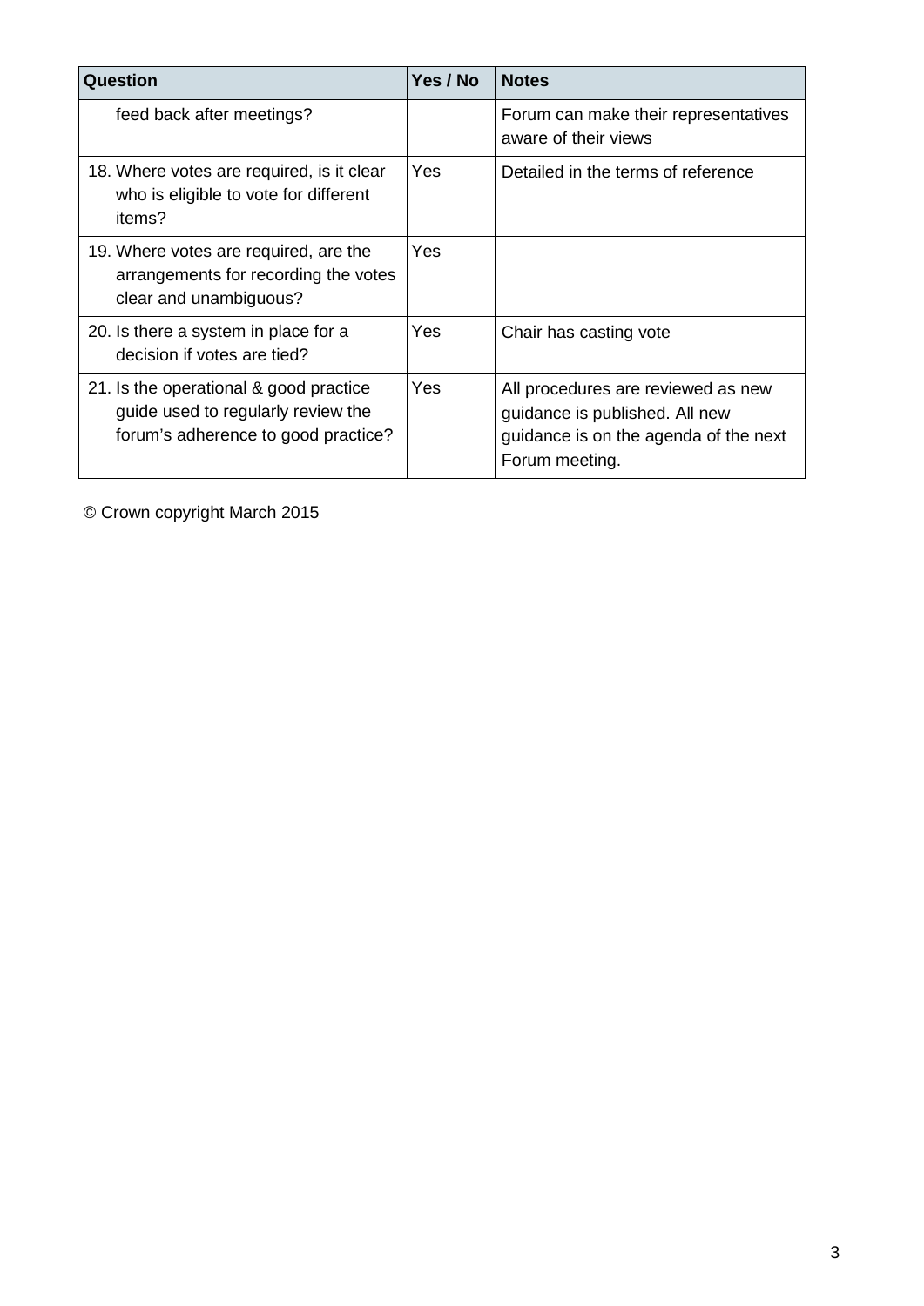| Question | Yes / No | Notes |
|---|---|---|
| feed back after meetings? | | Forum can make their representatives aware of their views |
| 18. Where votes are required, is it clear who is eligible to vote for different items? | Yes | Detailed in the terms of reference |
| 19. Where votes are required, are the arrangements for recording the votes clear and unambiguous? | Yes | |
| 20. Is there a system in place for a decision if votes are tied? | Yes | Chair has casting vote |
| 21. Is the operational & good practice guide used to regularly review the forum's adherence to good practice? | Yes | All procedures are reviewed as new guidance is published. All new guidance is on the agenda of the next Forum meeting. |

© Crown copyright March 2015